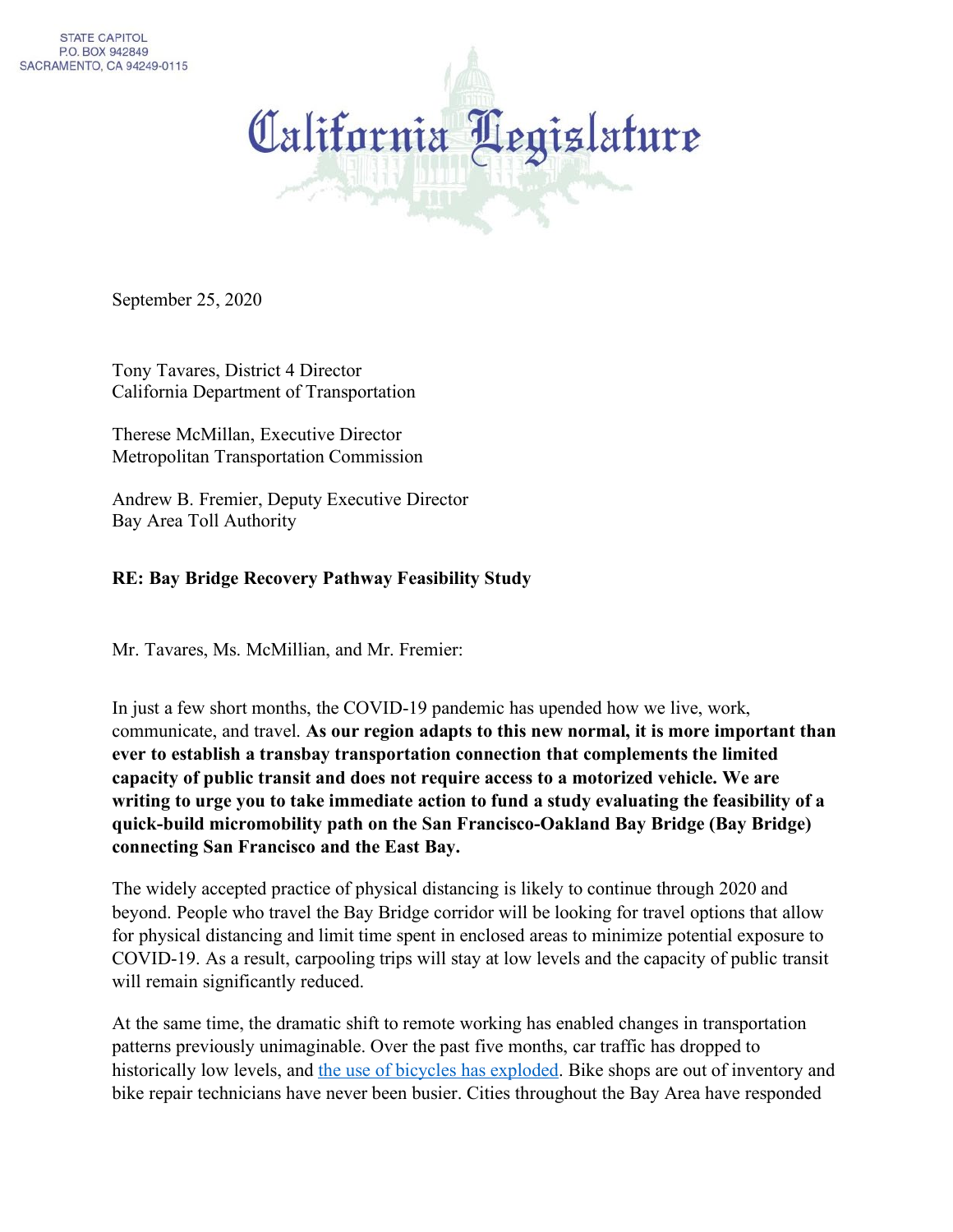STATE CAPITOL
P.O. BOX 942849
SACRAMENTO, CA 94249-0115

# California Legislature

September 25, 2020

Tony Tavares, District 4 Director
California Department of Transportation

Therese McMillan, Executive Director
Metropolitan Transportation Commission

Andrew B. Fremier, Deputy Executive Director
Bay Area Toll Authority

**RE: Bay Bridge Recovery Pathway Feasibility Study**

Mr. Tavares, Ms. McMillian, and Mr. Fremier:

In just a few short months, the COVID-19 pandemic has upended how we live, work, communicate, and travel. **As our region adapts to this new normal, it is more important than ever to establish a transbay transportation connection that complements the limited capacity of public transit and does not require access to a motorized vehicle. We are writing to urge you to take immediate action to fund a study evaluating the feasibility of a quick-build micromobility path on the San Francisco-Oakland Bay Bridge (Bay Bridge) connecting San Francisco and the East Bay.**

The widely accepted practice of physical distancing is likely to continue through 2020 and beyond. People who travel the Bay Bridge corridor will be looking for travel options that allow for physical distancing and limit time spent in enclosed areas to minimize potential exposure to COVID-19. As a result, carpooling trips will stay at low levels and the capacity of public transit will remain significantly reduced.

At the same time, the dramatic shift to remote working has enabled changes in transportation patterns previously unimaginable. Over the past five months, car traffic has dropped to historically low levels, and the use of bicycles has exploded. Bike shops are out of inventory and bike repair technicians have never been busier. Cities throughout the Bay Area have responded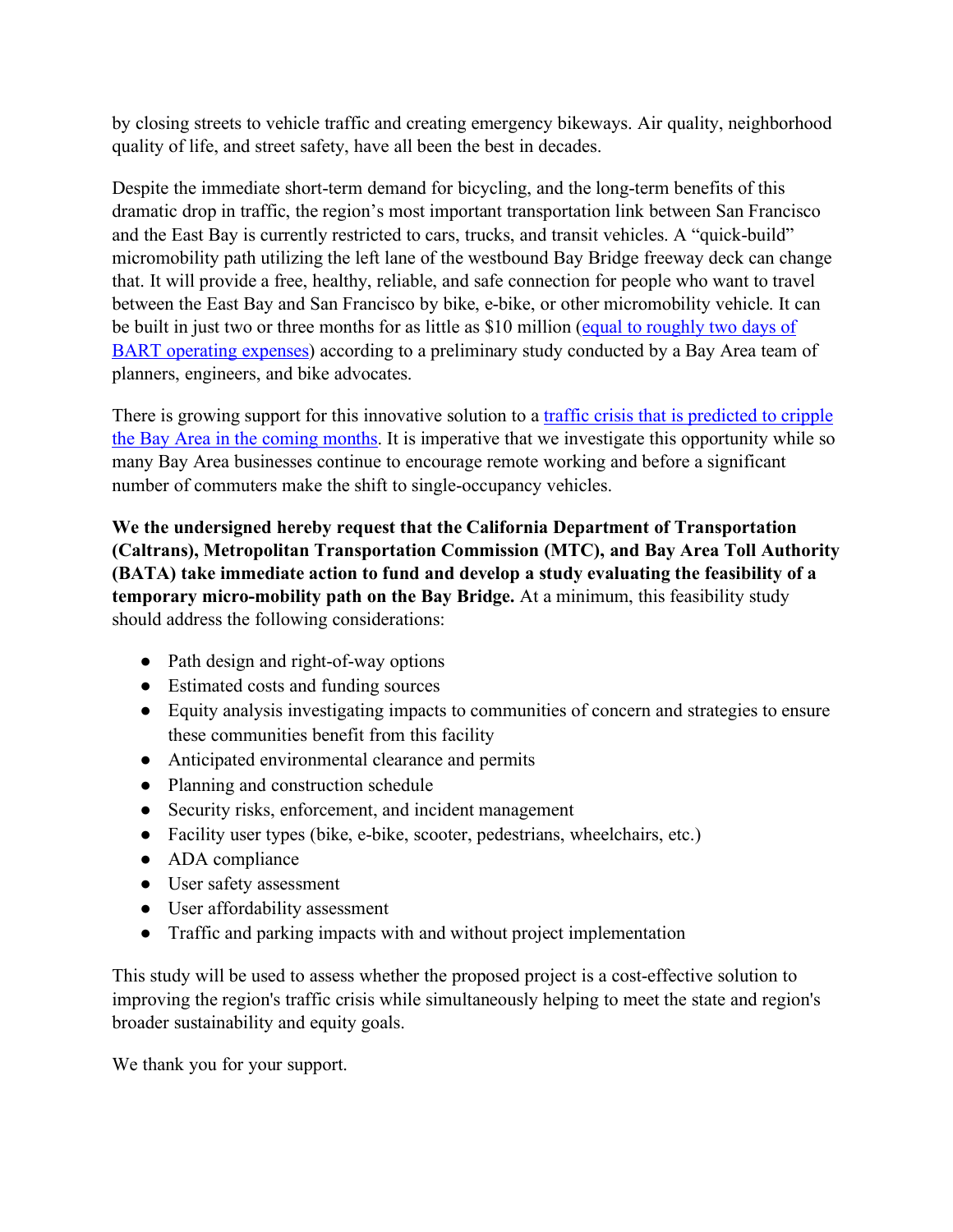by closing streets to vehicle traffic and creating emergency bikeways. Air quality, neighborhood quality of life, and street safety, have all been the best in decades.

Despite the immediate short-term demand for bicycling, and the long-term benefits of this dramatic drop in traffic, the region's most important transportation link between San Francisco and the East Bay is currently restricted to cars, trucks, and transit vehicles. A "quick-build" micromobility path utilizing the left lane of the westbound Bay Bridge freeway deck can change that. It will provide a free, healthy, reliable, and safe connection for people who want to travel between the East Bay and San Francisco by bike, e-bike, or other micromobility vehicle. It can be built in just two or three months for as little as $10 million (equal to roughly two days of BART operating expenses) according to a preliminary study conducted by a Bay Area team of planners, engineers, and bike advocates.

There is growing support for this innovative solution to a traffic crisis that is predicted to cripple the Bay Area in the coming months. It is imperative that we investigate this opportunity while so many Bay Area businesses continue to encourage remote working and before a significant number of commuters make the shift to single-occupancy vehicles.

**We the undersigned hereby request that the California Department of Transportation (Caltrans), Metropolitan Transportation Commission (MTC), and Bay Area Toll Authority (BATA) take immediate action to fund and develop a study evaluating the feasibility of a temporary micro-mobility path on the Bay Bridge.** At a minimum, this feasibility study should address the following considerations:

- Path design and right-of-way options
- Estimated costs and funding sources
- Equity analysis investigating impacts to communities of concern and strategies to ensure these communities benefit from this facility
- Anticipated environmental clearance and permits
- Planning and construction schedule
- Security risks, enforcement, and incident management
- Facility user types (bike, e-bike, scooter, pedestrians, wheelchairs, etc.)
- ADA compliance
- User safety assessment
- User affordability assessment
- Traffic and parking impacts with and without project implementation

This study will be used to assess whether the proposed project is a cost-effective solution to improving the region's traffic crisis while simultaneously helping to meet the state and region's broader sustainability and equity goals.

We thank you for your support.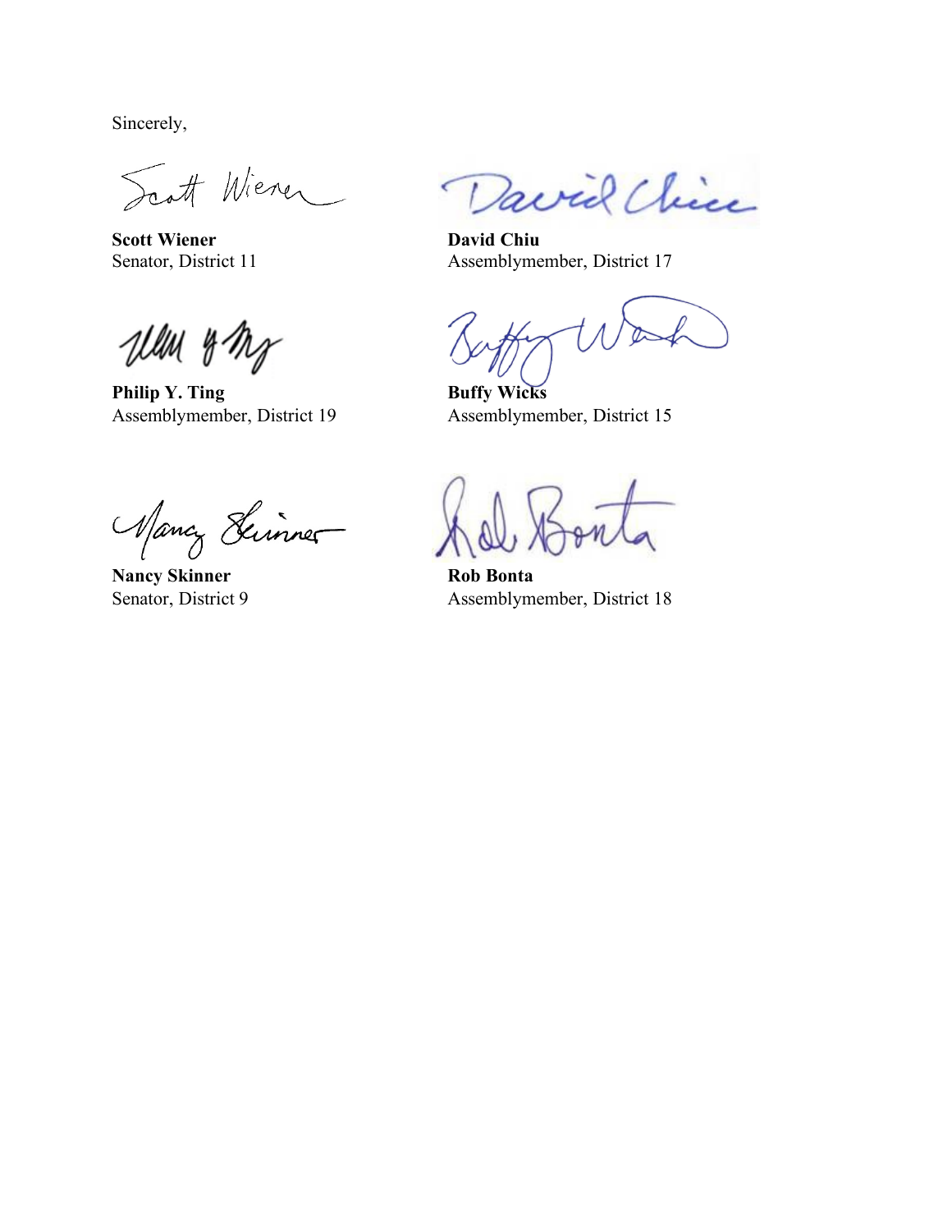Sincerely,

**Scott Wiener**
Senator, District 11

**David Chiu**
Assemblymember, District 17

**Philip Y. Ting**
Assemblymember, District 19

**Buffy Wicks**
Assemblymember, District 15

**Nancy Skinner**
Senator, District 9

**Rob Bonta**
Assemblymember, District 18